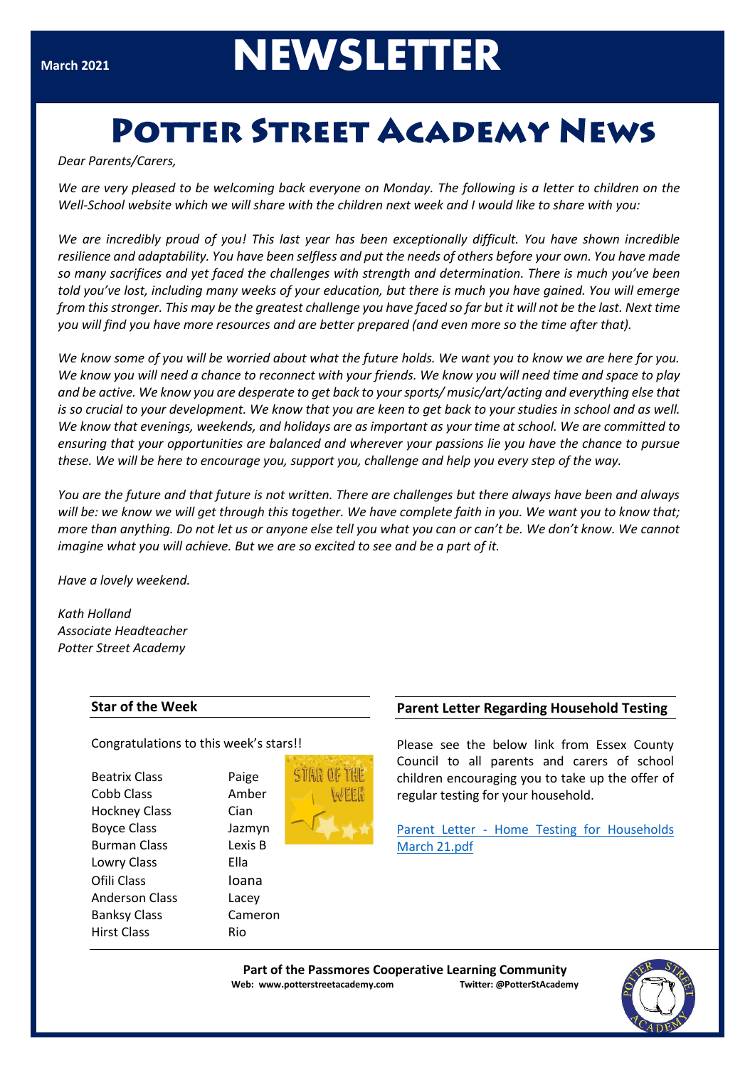March 2021

# NEWSLETTER

# Potter Street Academy News

*Dear Parents/Carers,*

*We are very pleased to be welcoming back everyone on Monday. The following is a letter to children on the Well-School website which we will share with the children next week and I would like to share with you:*

*We are incredibly proud of you! This last year has been exceptionally difficult. You have shown incredible resilience and adaptability. You have been selfless and put the needs of others before your own. You have made so many sacrifices and yet faced the challenges with strength and determination. There is much you've been told you've lost, including many weeks of your education, but there is much you have gained. You will emerge from this stronger. This may be the greatest challenge you have faced so far but it will not be the last. Next time you will find you have more resources and are better prepared (and even more so the time after that).*

*We know some of you will be worried about what the future holds. We want you to know we are here for you. We know you will need a chance to reconnect with your friends. We know you will need time and space to play and be active. We know you are desperate to get back to your sports/ music/art/acting and everything else that is so crucial to your development. We know that you are keen to get back to your studies in school and as well. We know that evenings, weekends, and holidays are as important as your time at school. We are committed to ensuring that your opportunities are balanced and wherever your passions lie you have the chance to pursue these. We will be here to encourage you, support you, challenge and help you every step of the way.*

*You are the future and that future is not written. There are challenges but there always have been and always will be: we know we will get through this together. We have complete faith in you. We want you to know that; more than anything. Do not let us or anyone else tell you what you can or can't be. We don't know. We cannot imagine what you will achieve. But we are so excited to see and be a part of it.*

*Have a lovely weekend.*

*Kath Holland*
*Associate Headteacher*
*Potter Street Academy*

## Star of the Week

Congratulations to this week's stars!!

| Class | Star |
|---|---|
| Beatrix Class | Paige |
| Cobb Class | Amber |
| Hockney Class | Cian |
| Boyce Class | Jazmyn |
| Burman Class | Lexis B |
| Lowry Class | Ella |
| Ofili Class | Ioana |
| Anderson Class | Lacey |
| Banksy Class | Cameron |
| Hirst Class | Rio |

## Parent Letter Regarding Household Testing

Please see the below link from Essex County Council to all parents and carers of school children encouraging you to take up the offer of regular testing for your household.

[Parent Letter - Home Testing for Households March 21.pdf]

**Part of the Passmores Cooperative Learning Community**
**Web: www.potterstreetacademy.com** **Twitter: @PotterStAcademy**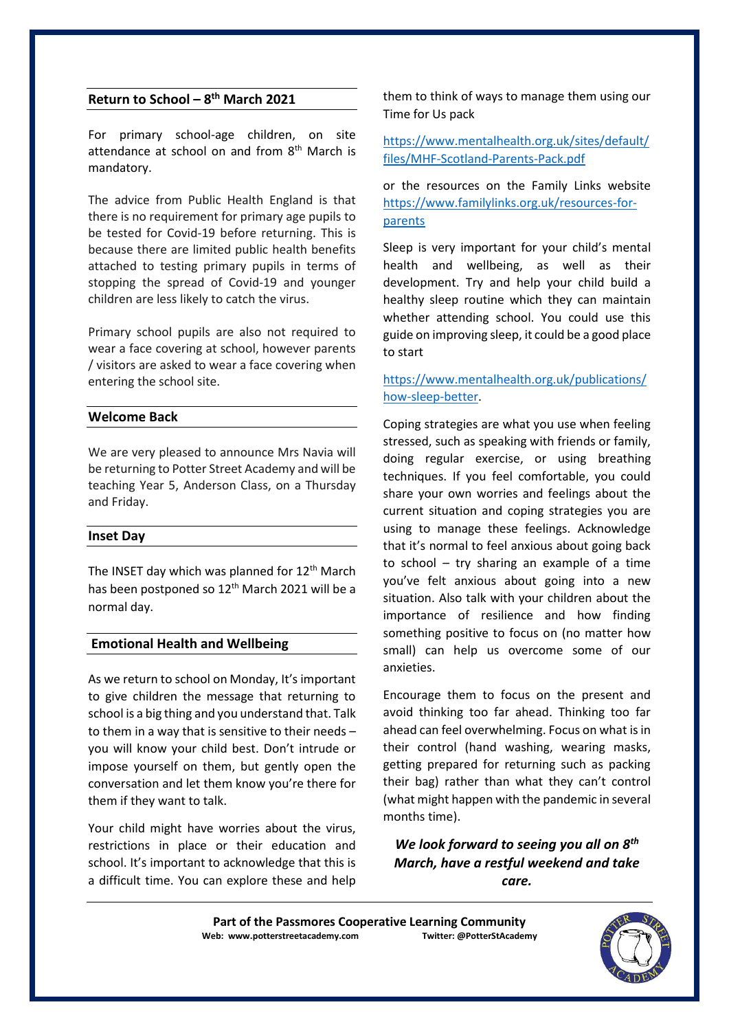## Return to School – 8th March 2021

For primary school-age children, on site attendance at school on and from 8th March is mandatory.

The advice from Public Health England is that there is no requirement for primary age pupils to be tested for Covid-19 before returning. This is because there are limited public health benefits attached to testing primary pupils in terms of stopping the spread of Covid-19 and younger children are less likely to catch the virus.

Primary school pupils are also not required to wear a face covering at school, however parents / visitors are asked to wear a face covering when entering the school site.

## Welcome Back

We are very pleased to announce Mrs Navia will be returning to Potter Street Academy and will be teaching Year 5, Anderson Class, on a Thursday and Friday.

## Inset Day

The INSET day which was planned for 12th March has been postponed so 12th March 2021 will be a normal day.

## Emotional Health and Wellbeing

As we return to school on Monday, It's important to give children the message that returning to school is a big thing and you understand that. Talk to them in a way that is sensitive to their needs – you will know your child best. Don't intrude or impose yourself on them, but gently open the conversation and let them know you're there for them if they want to talk.

Your child might have worries about the virus, restrictions in place or their education and school. It's important to acknowledge that this is a difficult time. You can explore these and help them to think of ways to manage them using our Time for Us pack

https://www.mentalhealth.org.uk/sites/default/files/MHF-Scotland-Parents-Pack.pdf

or the resources on the Family Links website https://www.familylinks.org.uk/resources-for-parents

Sleep is very important for your child's mental health and wellbeing, as well as their development. Try and help your child build a healthy sleep routine which they can maintain whether attending school. You could use this guide on improving sleep, it could be a good place to start

https://www.mentalhealth.org.uk/publications/how-sleep-better.

Coping strategies are what you use when feeling stressed, such as speaking with friends or family, doing regular exercise, or using breathing techniques. If you feel comfortable, you could share your own worries and feelings about the current situation and coping strategies you are using to manage these feelings. Acknowledge that it's normal to feel anxious about going back to school – try sharing an example of a time you've felt anxious about going into a new situation. Also talk with your children about the importance of resilience and how finding something positive to focus on (no matter how small) can help us overcome some of our anxieties.

Encourage them to focus on the present and avoid thinking too far ahead. Thinking too far ahead can feel overwhelming. Focus on what is in their control (hand washing, wearing masks, getting prepared for returning such as packing their bag) rather than what they can't control (what might happen with the pandemic in several months time).

***We look forward to seeing you all on 8th March, have a restful weekend and take care.***

**Part of the Passmores Cooperative Learning Community**
**Web: www.potterstreetacademy.com** **Twitter: @PotterStAcademy**